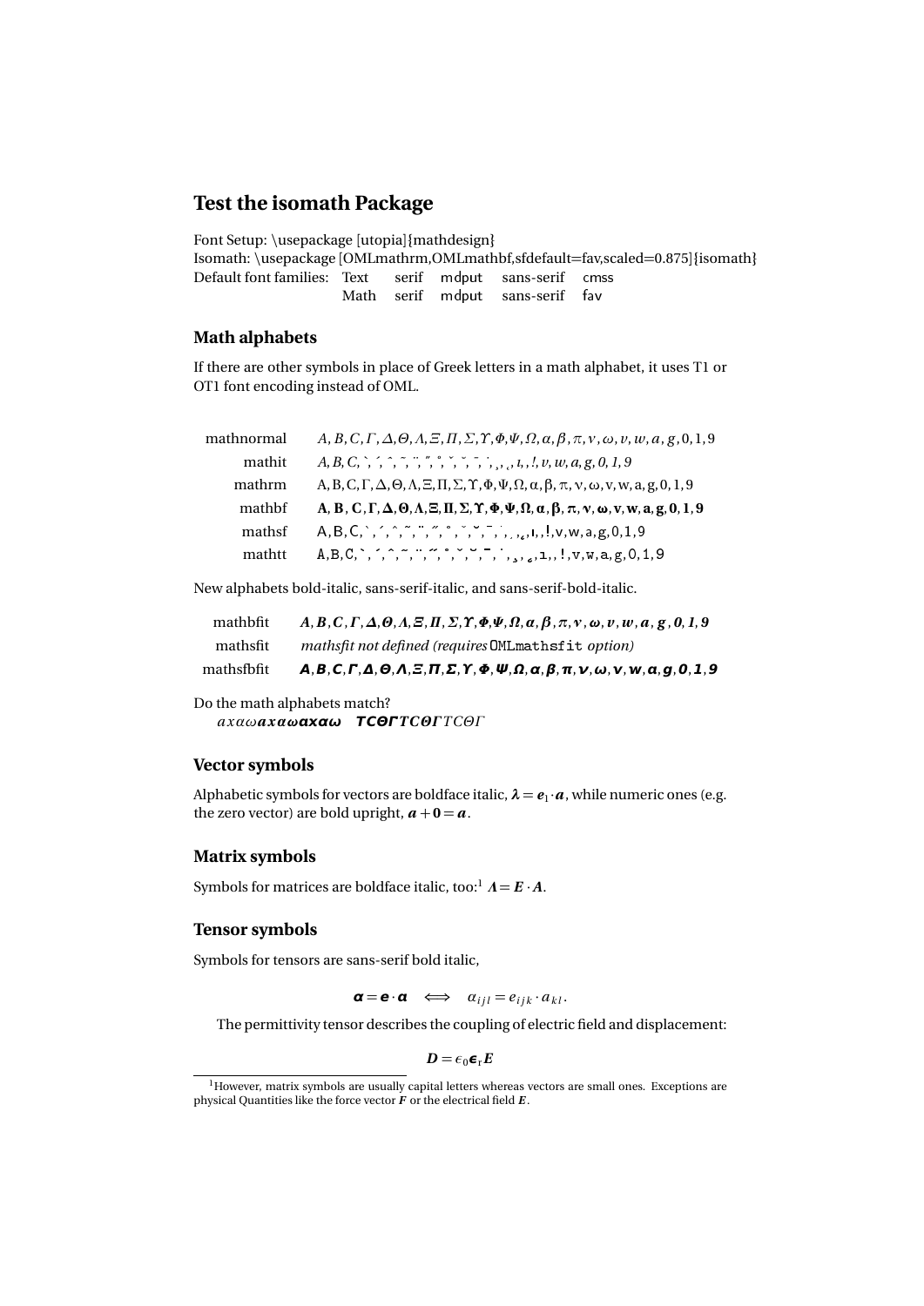# Test the isomath Package

Font Setup: \usepackage [utopia]{mathdesign}
Isomath: \usepackage [OMLmathrm,OMLmathbf,sfdefault=fav,scaled=0.875]{isomath}

| Default font families: | Text | serif | mdput | sans-serif | cmss |
|---|---|---|---|---|---|
| | Math | serif | mdput | sans-serif | fav |

## Math alphabets

If there are other symbols in place of Greek letters in a math alphabet, it uses T1 or OT1 font encoding instead of OML.

| | |
|---|---|
| mathnormal | $A, B, C, \Gamma, \Delta, \Theta, \Lambda, \Xi, \Pi, \Sigma, \Upsilon, \Phi, \Psi, \Omega, \alpha, \beta, \pi, \nu, \omega, v, w, a, g, 0, 1, 9$ |
| mathit | *A, B, C,* ˋ, ˊ, ˆ, ˜, ¨, ˝, ˚, ˇ, ˘, ¯, ˙, ¸, ˛, ı, !, *v, w, a, g, 0, 1, 9* |
| mathrm | A, B, C, Γ, Δ, Θ, Λ, Ξ, Π, Σ, Υ, Φ, Ψ, Ω, α, β, π, ν, ω, v, w, a, g, 0, 1, 9 |
| mathbf | **A, B, C, Γ, Δ, Θ, Λ, Ξ, Π, Σ, Υ, Φ, Ψ, Ω, α, β, π, ν, ω, v, w, a, g, 0, 1, 9** |
| mathsf | A, B, C, ˋ, ˊ, ˆ, ˜, ¨, ˝, ˚, ˇ, ˘, ¯, ˙, ¸, ˛, ı, !, v, w, a, g, 0, 1, 9 |
| mathtt | `A, B, C, ˋ, ˊ, ˆ, ˜, ¨, ˝, ˚, ˇ, ˘, ¯, ˙, ¸, ˛, ı, !, v, w, a, g, 0, 1, 9` |

New alphabets bold-italic, sans-serif-italic, and sans-serif-bold-italic.

| | |
|---|---|
| mathbfit | $\boldsymbol{A, B, C, \Gamma, \Delta, \Theta, \Lambda, \Xi, \Pi, \Sigma, \Upsilon, \Phi, \Psi, \Omega, \alpha, \beta, \pi, \nu, \omega, v, w, a, g, 0, 1, 9}$ |
| mathsfit | *mathsfit not defined (requires* `OMLmathsfit` *option)* |
| mathsfbfit | ***A, B, C, Γ, Δ, Θ, Λ, Ξ, Π, Σ, Υ, Φ, Ψ, Ω, α, β, π, ν, ω, v, w, a, g, 0, 1, 9*** |

Do the math alphabets match?
$a\chi\alpha\omega\boldsymbol{a\chi\alpha\omega}$***aχαω*** ***TCΘΓ***$\boldsymbol{TC\Theta\Gamma}TC\Theta\Gamma$

## Vector symbols

Alphabetic symbols for vectors are boldface italic, $\boldsymbol{\lambda} = \boldsymbol{e}_1 \cdot \boldsymbol{a}$, while numeric ones (e.g. the zero vector) are bold upright, $\boldsymbol{a} + \mathbf{0} = \boldsymbol{a}$.

## Matrix symbols

Symbols for matrices are boldface italic, too:[1] $\boldsymbol{\Lambda} = \boldsymbol{E} \cdot \boldsymbol{A}$.

## Tensor symbols

Symbols for tensors are sans-serif bold italic,

$$\boldsymbol{\mathsf{\alpha}} = \boldsymbol{\mathsf{e}} \cdot \boldsymbol{\mathsf{a}} \quad \Longleftrightarrow \quad \alpha_{ijl} = e_{ijk} \cdot a_{kl}.$$

The permittivity tensor describes the coupling of electric field and displacement:

$$\boldsymbol{D} = \epsilon_0 \boldsymbol{\epsilon}_\mathrm{r} \boldsymbol{E}$$

[1] However, matrix symbols are usually capital letters whereas vectors are small ones. Exceptions are physical Quantities like the force vector $\boldsymbol{F}$ or the electrical field $\boldsymbol{E}$.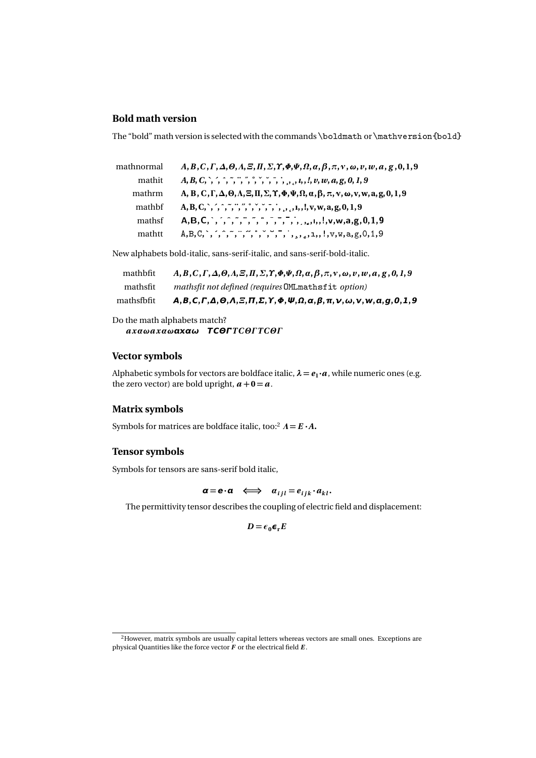### Bold math version

The "bold" math version is selected with the commands \boldmath or \mathversion{bold}

| | |
|---|---|
| mathnormal | $A, B, C, \Gamma, \Delta, \Theta, \Lambda, \Xi, \Pi, \Sigma, \Upsilon, \Phi, \Psi, \Omega, \alpha, \beta, \pi, \nu, \omega, v, w, a, g, 0, 1, 9$ |
| mathit | $\mathit{A, B, C}$, ` , ´ , ˆ , ˜ , ¨ , ˝ , ˚ , ˇ , ˘ , ¯ , ˙ , ¸ , ˛ , ı, , !, $\mathit{v, w, a, g, 0, 1, 9}$ |
| mathrm | $\mathrm{A, B, C, \Gamma, \Delta, \Theta, \Lambda, \Xi, \Pi, \Sigma, \Upsilon, \Phi, \Psi, \Omega, \alpha, \beta, \pi, \nu, \omega, v, w, a, g, 0, 1, 9}$ |
| mathbf | $\mathbf{A, B, C}$, ` , ´ , ˆ , ˜ , ¨ , ˝ , ˚ , ˇ , ˘ , ¯ , ˙ , ¸ , ˛ , ı, , !, $\mathbf{v, w, a, g, 0, 1, 9}$ |
| mathsf | $\mathsf{A, B, C}$, ` , ´ , ˆ , ˜ , ¨ , ˜ , ˚ , ¯ , ¯ , ˙ , ¸ , ˛ , ı, , !, $\mathsf{v, w, a, g, 0, 1, 9}$ |
| mathtt | $\mathtt{A, B, C}$, ` , ´ , ˆ , ˜ , ¨ , ˝ , ˚ , ˇ , ˘ , ¯ , ˙ , ¸ , ˛ , ı, , !, $\mathtt{v, w, a, g, 0, 1, 9}$ |

New alphabets bold-italic, sans-serif-italic, and sans-serif-bold-italic.

| | |
|---|---|
| mathbfit | $\boldsymbol{A, B, C, \Gamma, \Delta, \Theta, \Lambda, \Xi, \Pi, \Sigma, \Upsilon, \Phi, \Psi, \Omega, \alpha, \beta, \pi, \nu, \omega, v, w, a, g, 0, 1, 9}$ |
| mathsfit | *mathsfit not defined (requires* OMLmathsfit *option)* |
| mathsfbfit | $\mathsf{\boldsymbol{A, B, C, \Gamma, \Delta, \Theta, \Lambda, \Xi, \Pi, \Sigma, \Upsilon, \Phi, \Psi, \Omega, \alpha, \beta, \pi, \nu, \omega, v, w, a, g, 0, 1, 9}}$ |

Do the math alphabets match?
$a x \alpha \omega \, a x \alpha \omega \, \boldsymbol{a x \alpha \omega} \quad \boldsymbol{T C \Theta \Gamma} \, T C \Theta \Gamma \, T C \Theta \Gamma$

### Vector symbols

Alphabetic symbols for vectors are boldface italic, $\boldsymbol{\lambda} = \boldsymbol{e}_1 \cdot \boldsymbol{a}$, while numeric ones (e.g. the zero vector) are bold upright, $\boldsymbol{a} + \mathbf{0} = \boldsymbol{a}$.

### Matrix symbols

Symbols for matrices are boldface italic, too:[2] $\boldsymbol{\Lambda} = \boldsymbol{E} \cdot \boldsymbol{A}$.

### Tensor symbols

Symbols for tensors are sans-serif bold italic,

$$\boldsymbol{\alpha} = \boldsymbol{e} \cdot \boldsymbol{a} \iff \alpha_{ijl} = e_{ijk} \cdot a_{kl}.$$

The permittivity tensor describes the coupling of electric field and displacement:

$$\boldsymbol{D} = \epsilon_0 \boldsymbol{\epsilon}_{\mathrm{r}} \boldsymbol{E}$$

[2] However, matrix symbols are usually capital letters whereas vectors are small ones. Exceptions are physical Quantities like the force vector $\boldsymbol{F}$ or the electrical field $\boldsymbol{E}$.